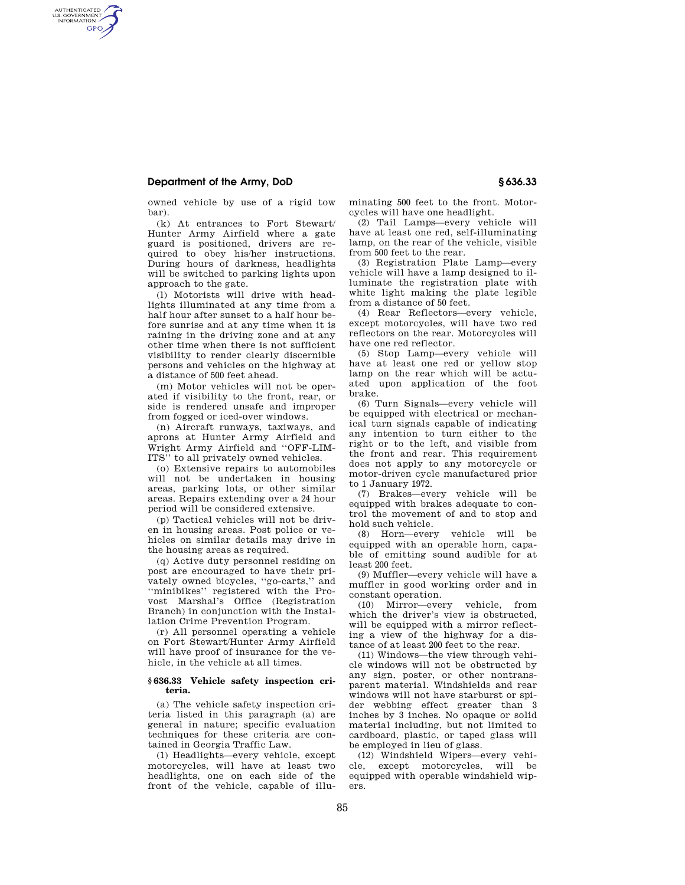owned vehicle by use of a rigid tow bar).

(k) At entrances to Fort Stewart/Hunter Army Airfield where a gate guard is positioned, drivers are required to obey his/her instructions. During hours of darkness, headlights will be switched to parking lights upon approach to the gate.

(l) Motorists will drive with headlights illuminated at any time from a half hour after sunset to a half hour before sunrise and at any time when it is raining in the driving zone and at any other time when there is not sufficient visibility to render clearly discernible persons and vehicles on the highway at a distance of 500 feet ahead.

(m) Motor vehicles will not be operated if visibility to the front, rear, or side is rendered unsafe and improper from fogged or iced-over windows.

(n) Aircraft runways, taxiways, and aprons at Hunter Army Airfield and Wright Army Airfield and ''OFF-LIMITS'' to all privately owned vehicles.

(o) Extensive repairs to automobiles will not be undertaken in housing areas, parking lots, or other similar areas. Repairs extending over a 24 hour period will be considered extensive.

(p) Tactical vehicles will not be driven in housing areas. Post police or vehicles on similar details may drive in the housing areas as required.

(q) Active duty personnel residing on post are encouraged to have their privately owned bicycles, ''go-carts,'' and ''minibikes'' registered with the Provost Marshal's Office (Registration Branch) in conjunction with the Installation Crime Prevention Program.

(r) All personnel operating a vehicle on Fort Stewart/Hunter Army Airfield will have proof of insurance for the vehicle, in the vehicle at all times.

### § 636.33 Vehicle safety inspection criteria.

(a) The vehicle safety inspection criteria listed in this paragraph (a) are general in nature; specific evaluation techniques for these criteria are contained in Georgia Traffic Law.

(1) Headlights—every vehicle, except motorcycles, will have at least two headlights, one on each side of the front of the vehicle, capable of illuminating 500 feet to the front. Motorcycles will have one headlight.

(2) Tail Lamps—every vehicle will have at least one red, self-illuminating lamp, on the rear of the vehicle, visible from 500 feet to the rear.

(3) Registration Plate Lamp—every vehicle will have a lamp designed to illuminate the registration plate with white light making the plate legible from a distance of 50 feet.

(4) Rear Reflectors—every vehicle, except motorcycles, will have two red reflectors on the rear. Motorcycles will have one red reflector.

(5) Stop Lamp—every vehicle will have at least one red or yellow stop lamp on the rear which will be actuated upon application of the foot brake.

(6) Turn Signals—every vehicle will be equipped with electrical or mechanical turn signals capable of indicating any intention to turn either to the right or to the left, and visible from the front and rear. This requirement does not apply to any motorcycle or motor-driven cycle manufactured prior to 1 January 1972.

(7) Brakes—every vehicle will be equipped with brakes adequate to control the movement of and to stop and hold such vehicle.

(8) Horn—every vehicle will be equipped with an operable horn, capable of emitting sound audible for at least 200 feet.

(9) Muffler—every vehicle will have a muffler in good working order and in constant operation.

(10) Mirror—every vehicle, from which the driver's view is obstructed, will be equipped with a mirror reflecting a view of the highway for a distance of at least 200 feet to the rear.

(11) Windows—the view through vehicle windows will not be obstructed by any sign, poster, or other nontransparent material. Windshields and rear windows will not have starburst or spider webbing effect greater than 3 inches by 3 inches. No opaque or solid material including, but not limited to cardboard, plastic, or taped glass will be employed in lieu of glass.

(12) Windshield Wipers—every vehicle, except motorcycles, will be equipped with operable windshield wipers.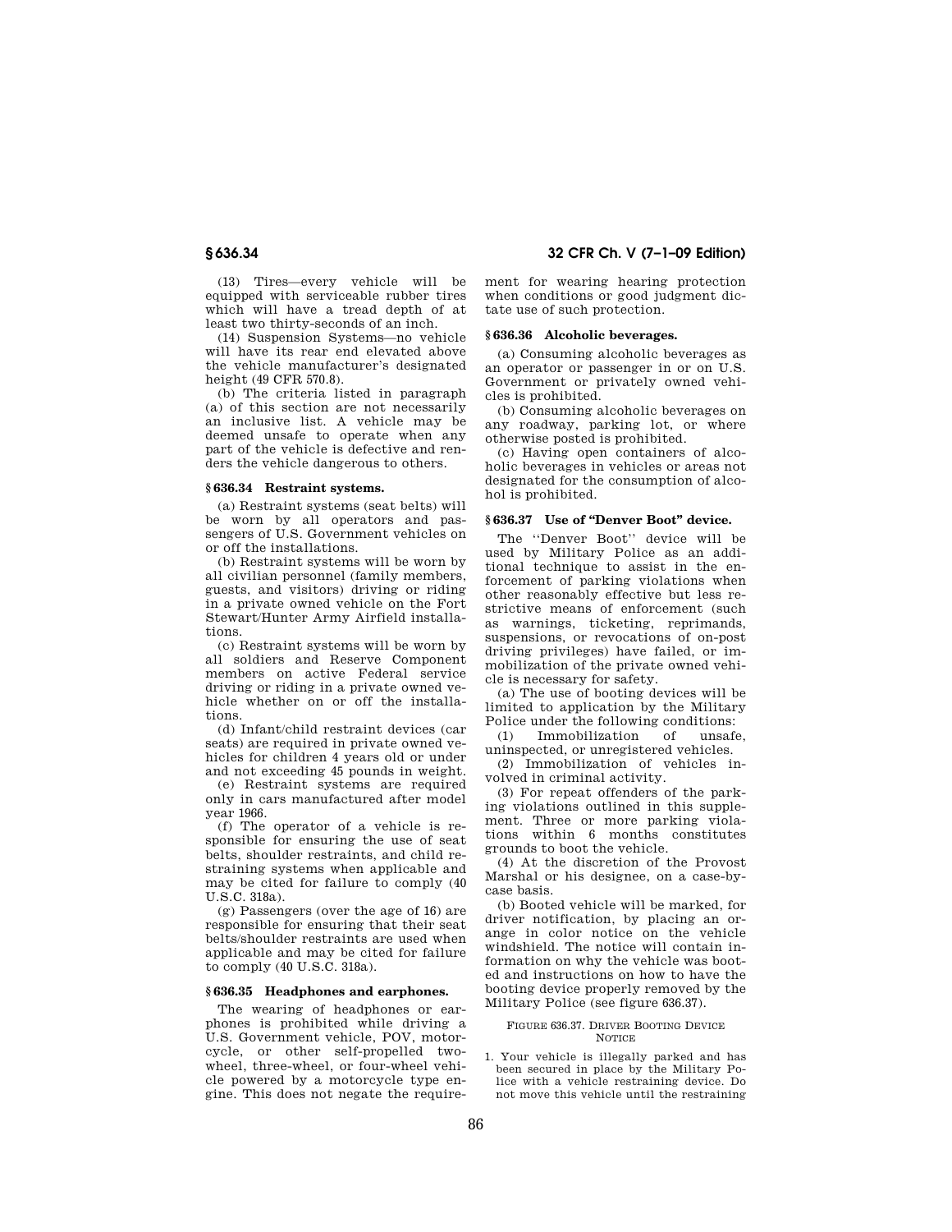(13) Tires—every vehicle will be equipped with serviceable rubber tires which will have a tread depth of at least two thirty-seconds of an inch.

(14) Suspension Systems—no vehicle will have its rear end elevated above the vehicle manufacturer's designated height (49 CFR 570.8).

(b) The criteria listed in paragraph (a) of this section are not necessarily an inclusive list. A vehicle may be deemed unsafe to operate when any part of the vehicle is defective and renders the vehicle dangerous to others.

### § 636.34 Restraint systems.

(a) Restraint systems (seat belts) will be worn by all operators and passengers of U.S. Government vehicles on or off the installations.

(b) Restraint systems will be worn by all civilian personnel (family members, guests, and visitors) driving or riding in a private owned vehicle on the Fort Stewart/Hunter Army Airfield installations.

(c) Restraint systems will be worn by all soldiers and Reserve Component members on active Federal service driving or riding in a private owned vehicle whether on or off the installations.

(d) Infant/child restraint devices (car seats) are required in private owned vehicles for children 4 years old or under and not exceeding 45 pounds in weight.

(e) Restraint systems are required only in cars manufactured after model year 1966.

(f) The operator of a vehicle is responsible for ensuring the use of seat belts, shoulder restraints, and child restraining systems when applicable and may be cited for failure to comply (40 U.S.C. 318a).

(g) Passengers (over the age of 16) are responsible for ensuring that their seat belts/shoulder restraints are used when applicable and may be cited for failure to comply (40 U.S.C. 318a).

### § 636.35 Headphones and earphones.

The wearing of headphones or earphones is prohibited while driving a U.S. Government vehicle, POV, motorcycle, or other self-propelled two-wheel, three-wheel, or four-wheel vehicle powered by a motorcycle type engine. This does not negate the requirement for wearing hearing protection when conditions or good judgment dictate use of such protection.

### § 636.36 Alcoholic beverages.

(a) Consuming alcoholic beverages as an operator or passenger in or on U.S. Government or privately owned vehicles is prohibited.

(b) Consuming alcoholic beverages on any roadway, parking lot, or where otherwise posted is prohibited.

(c) Having open containers of alcoholic beverages in vehicles or areas not designated for the consumption of alcohol is prohibited.

### § 636.37 Use of "Denver Boot" device.

The "Denver Boot" device will be used by Military Police as an additional technique to assist in the enforcement of parking violations when other reasonably effective but less restrictive means of enforcement (such as warnings, ticketing, reprimands, suspensions, or revocations of on-post driving privileges) have failed, or immobilization of the private owned vehicle is necessary for safety.

(a) The use of booting devices will be limited to application by the Military Police under the following conditions:

(1) Immobilization of unsafe, uninspected, or unregistered vehicles.

(2) Immobilization of vehicles involved in criminal activity.

(3) For repeat offenders of the parking violations outlined in this supplement. Three or more parking violations within 6 months constitutes grounds to boot the vehicle.

(4) At the discretion of the Provost Marshal or his designee, on a case-by-case basis.

(b) Booted vehicle will be marked, for driver notification, by placing an orange in color notice on the vehicle windshield. The notice will contain information on why the vehicle was booted and instructions on how to have the booting device properly removed by the Military Police (see figure 636.37).

FIGURE 636.37. DRIVER BOOTING DEVICE NOTICE

1. Your vehicle is illegally parked and has been secured in place by the Military Police with a vehicle restraining device. Do not move this vehicle until the restraining